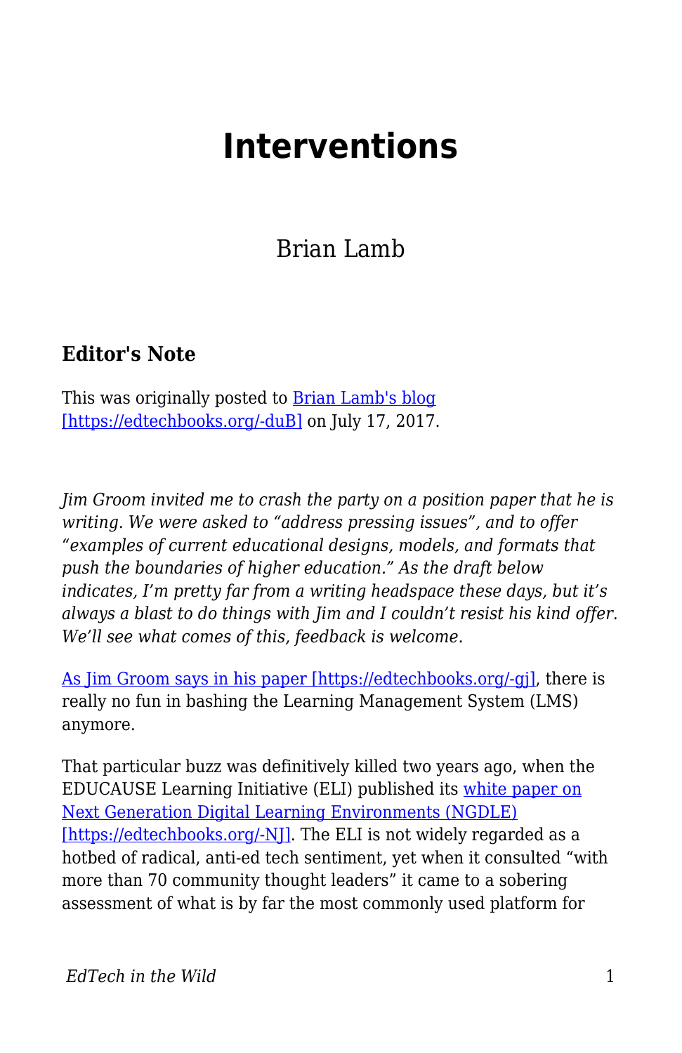# Interventions

Brian Lamb

### Editor's Note

This was originally posted to [Brian Lamb's blog [https://edtechbooks.org/-duB]](https://edtechbooks.org/-duB) on July 17, 2017.

*Jim Groom invited me to crash the party on a position paper that he is writing. We were asked to "address pressing issues", and to offer "examples of current educational designs, models, and formats that push the boundaries of higher education." As the draft below indicates, I'm pretty far from a writing headspace these days, but it's always a blast to do things with Jim and I couldn't resist his kind offer. We'll see what comes of this, feedback is welcome.*

[As Jim Groom says in his paper [https://edtechbooks.org/-gj]](https://edtechbooks.org/-gj), there is really no fun in bashing the Learning Management System (LMS) anymore.

That particular buzz was definitively killed two years ago, when the EDUCAUSE Learning Initiative (ELI) published its [white paper on Next Generation Digital Learning Environments (NGDLE) [https://edtechbooks.org/-NJ]](https://edtechbooks.org/-NJ). The ELI is not widely regarded as a hotbed of radical, anti-ed tech sentiment, yet when it consulted "with more than 70 community thought leaders" it came to a sobering assessment of what is by far the most commonly used platform for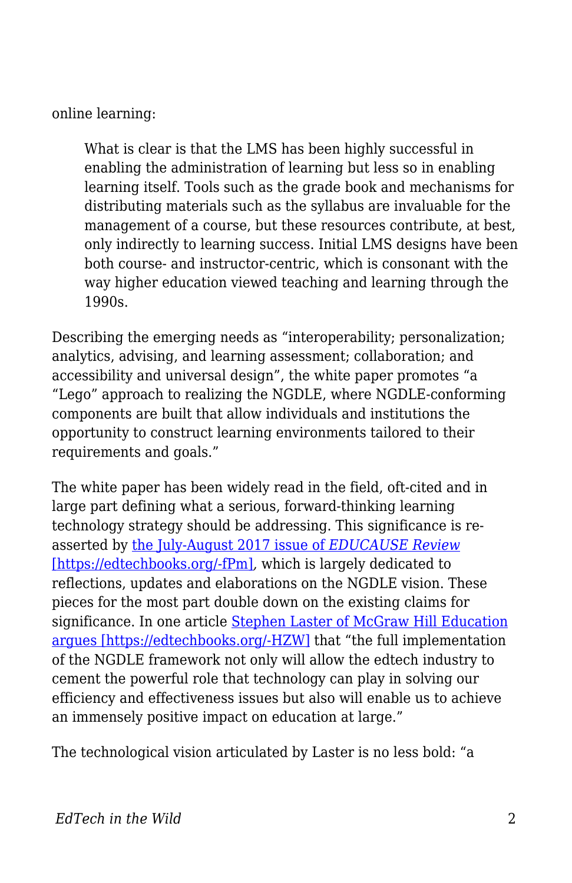online learning:

> What is clear is that the LMS has been highly successful in enabling the administration of learning but less so in enabling learning itself. Tools such as the grade book and mechanisms for distributing materials such as the syllabus are invaluable for the management of a course, but these resources contribute, at best, only indirectly to learning success. Initial LMS designs have been both course- and instructor-centric, which is consonant with the way higher education viewed teaching and learning through the 1990s.

Describing the emerging needs as "interoperability; personalization; analytics, advising, and learning assessment; collaboration; and accessibility and universal design", the white paper promotes "a "Lego" approach to realizing the NGDLE, where NGDLE-conforming components are built that allow individuals and institutions the opportunity to construct learning environments tailored to their requirements and goals."

The white paper has been widely read in the field, oft-cited and in large part defining what a serious, forward-thinking learning technology strategy should be addressing. This significance is re-asserted by [the July-August 2017 issue of *EDUCAUSE Review* [https://edtechbooks.org/-fPm]](https://edtechbooks.org/-fPm), which is largely dedicated to reflections, updates and elaborations on the NGDLE vision. These pieces for the most part double down on the existing claims for significance. In one article [Stephen Laster of McGraw Hill Education argues [https://edtechbooks.org/-HZW]](https://edtechbooks.org/-HZW) that "the full implementation of the NGDLE framework not only will allow the edtech industry to cement the powerful role that technology can play in solving our efficiency and effectiveness issues but also will enable us to achieve an immensely positive impact on education at large."

The technological vision articulated by Laster is no less bold: "a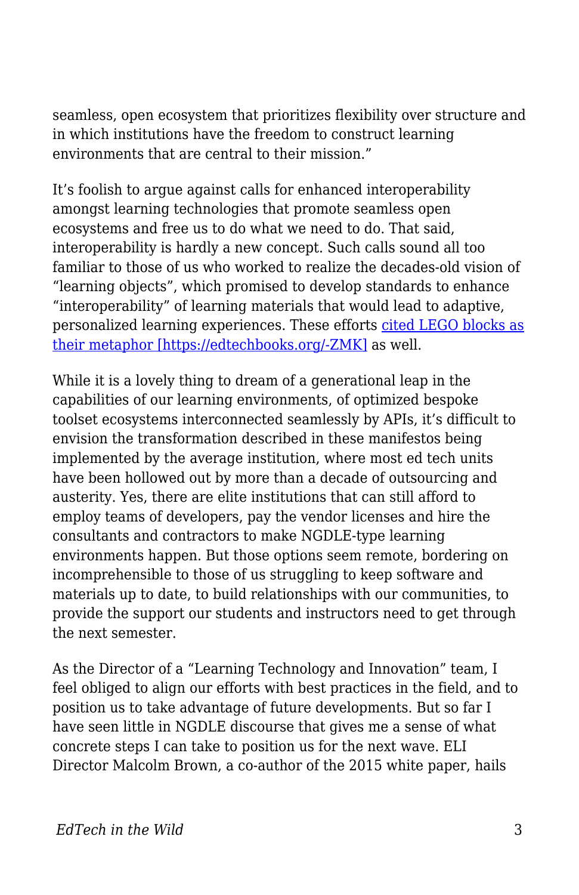seamless, open ecosystem that prioritizes flexibility over structure and in which institutions have the freedom to construct learning environments that are central to their mission."

It's foolish to argue against calls for enhanced interoperability amongst learning technologies that promote seamless open ecosystems and free us to do what we need to do. That said, interoperability is hardly a new concept. Such calls sound all too familiar to those of us who worked to realize the decades-old vision of "learning objects", which promised to develop standards to enhance "interoperability" of learning materials that would lead to adaptive, personalized learning experiences. These efforts [cited LEGO blocks as their metaphor [https://edtechbooks.org/-ZMK]](https://edtechbooks.org/-ZMK) as well.

While it is a lovely thing to dream of a generational leap in the capabilities of our learning environments, of optimized bespoke toolset ecosystems interconnected seamlessly by APIs, it's difficult to envision the transformation described in these manifestos being implemented by the average institution, where most ed tech units have been hollowed out by more than a decade of outsourcing and austerity. Yes, there are elite institutions that can still afford to employ teams of developers, pay the vendor licenses and hire the consultants and contractors to make NGDLE-type learning environments happen. But those options seem remote, bordering on incomprehensible to those of us struggling to keep software and materials up to date, to build relationships with our communities, to provide the support our students and instructors need to get through the next semester.

As the Director of a "Learning Technology and Innovation" team, I feel obliged to align our efforts with best practices in the field, and to position us to take advantage of future developments. But so far I have seen little in NGDLE discourse that gives me a sense of what concrete steps I can take to position us for the next wave. ELI Director Malcolm Brown, a co-author of the 2015 white paper, hails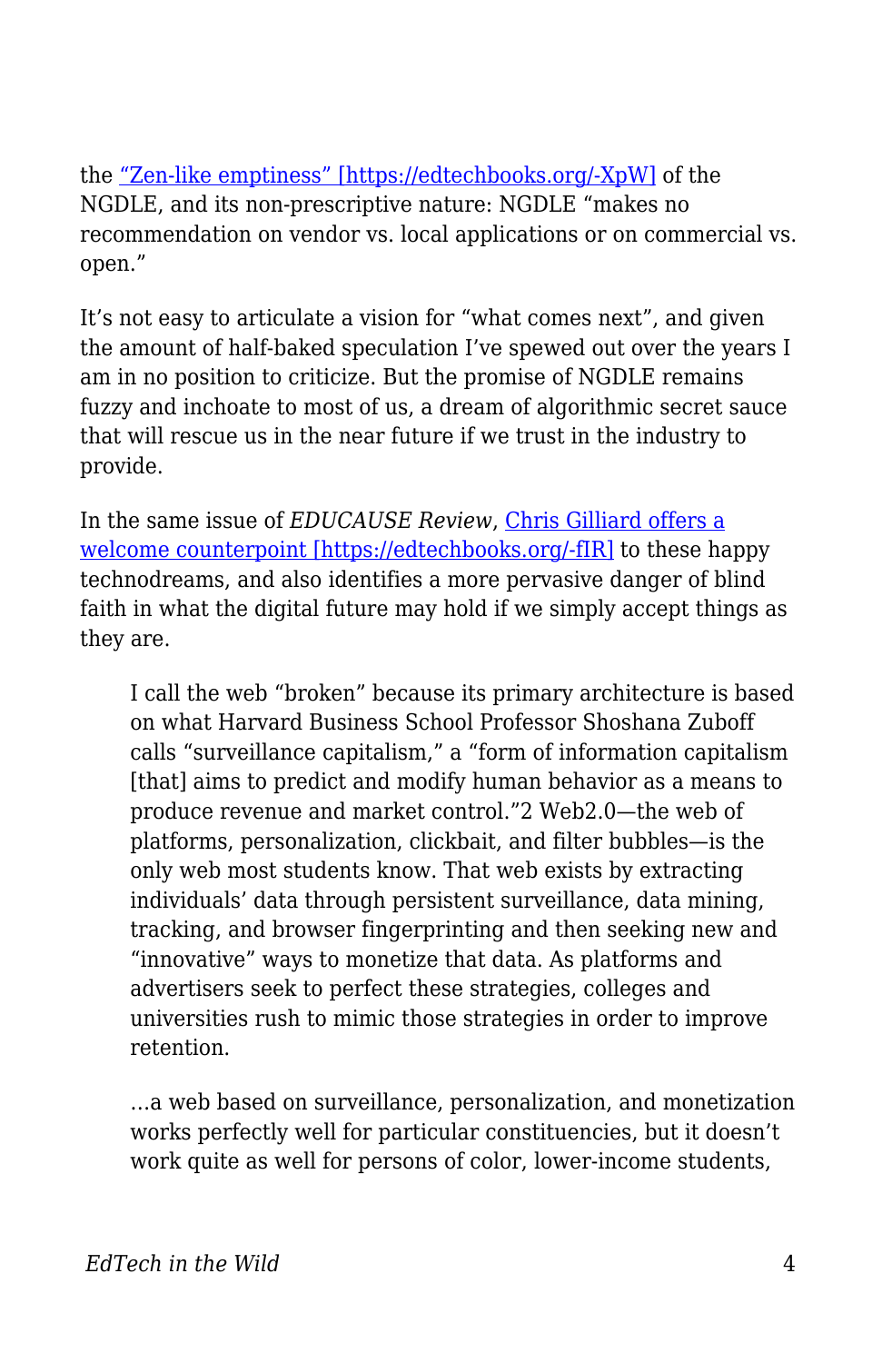the [“Zen-like emptiness” [https://edtechbooks.org/-XpW]](https://edtechbooks.org/-XpW) of the NGDLE, and its non-prescriptive nature: NGDLE “makes no recommendation on vendor vs. local applications or on commercial vs. open.”

It’s not easy to articulate a vision for “what comes next”, and given the amount of half-baked speculation I’ve spewed out over the years I am in no position to criticize. But the promise of NGDLE remains fuzzy and inchoate to most of us, a dream of algorithmic secret sauce that will rescue us in the near future if we trust in the industry to provide.

In the same issue of *EDUCAUSE Review*, [Chris Gilliard offers a welcome counterpoint [https://edtechbooks.org/-fIR]](https://edtechbooks.org/-fIR) to these happy technodreams, and also identifies a more pervasive danger of blind faith in what the digital future may hold if we simply accept things as they are.

> I call the web “broken” because its primary architecture is based on what Harvard Business School Professor Shoshana Zuboff calls “surveillance capitalism,” a “form of information capitalism [that] aims to predict and modify human behavior as a means to produce revenue and market control.”2 Web2.0—the web of platforms, personalization, clickbait, and filter bubbles—is the only web most students know. That web exists by extracting individuals’ data through persistent surveillance, data mining, tracking, and browser fingerprinting and then seeking new and “innovative” ways to monetize that data. As platforms and advertisers seek to perfect these strategies, colleges and universities rush to mimic those strategies in order to improve retention.
>
> …a web based on surveillance, personalization, and monetization works perfectly well for particular constituencies, but it doesn’t work quite as well for persons of color, lower-income students,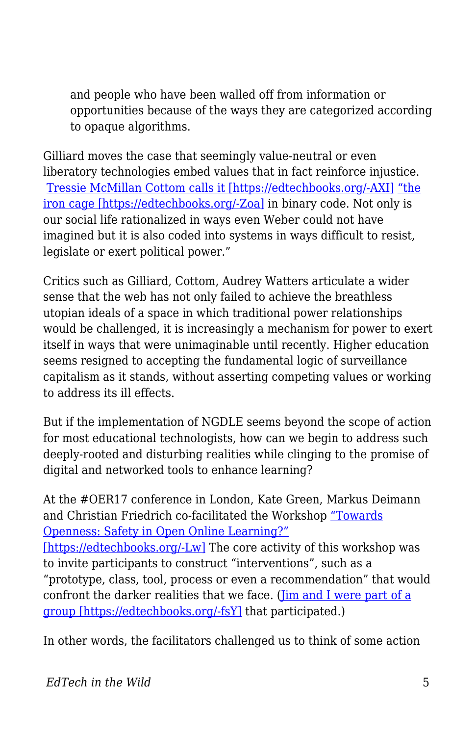> and people who have been walled off from information or opportunities because of the ways they are categorized according to opaque algorithms.

Gilliard moves the case that seemingly value-neutral or even liberatory technologies embed values that in fact reinforce injustice. [Tressie McMillan Cottom calls it [https://edtechbooks.org/-AXI]](https://edtechbooks.org/-AXI) ["the iron cage [https://edtechbooks.org/-Zoa]](https://edtechbooks.org/-Zoa) in binary code. Not only is our social life rationalized in ways even Weber could not have imagined but it is also coded into systems in ways difficult to resist, legislate or exert political power."

Critics such as Gilliard, Cottom, Audrey Watters articulate a wider sense that the web has not only failed to achieve the breathless utopian ideals of a space in which traditional power relationships would be challenged, it is increasingly a mechanism for power to exert itself in ways that were unimaginable until recently. Higher education seems resigned to accepting the fundamental logic of surveillance capitalism as it stands, without asserting competing values or working to address its ill effects.

But if the implementation of NGDLE seems beyond the scope of action for most educational technologists, how can we begin to address such deeply-rooted and disturbing realities while clinging to the promise of digital and networked tools to enhance learning?

At the #OER17 conference in London, Kate Green, Markus Deimann and Christian Friedrich co-facilitated the Workshop ["Towards Openness: Safety in Open Online Learning?" [https://edtechbooks.org/-Lw]](https://edtechbooks.org/-Lw) The core activity of this workshop was to invite participants to construct "interventions", such as a "prototype, class, tool, process or even a recommendation" that would confront the darker realities that we face. ([Jim and I were part of a group [https://edtechbooks.org/-fsY]](https://edtechbooks.org/-fsY) that participated.)

In other words, the facilitators challenged us to think of some action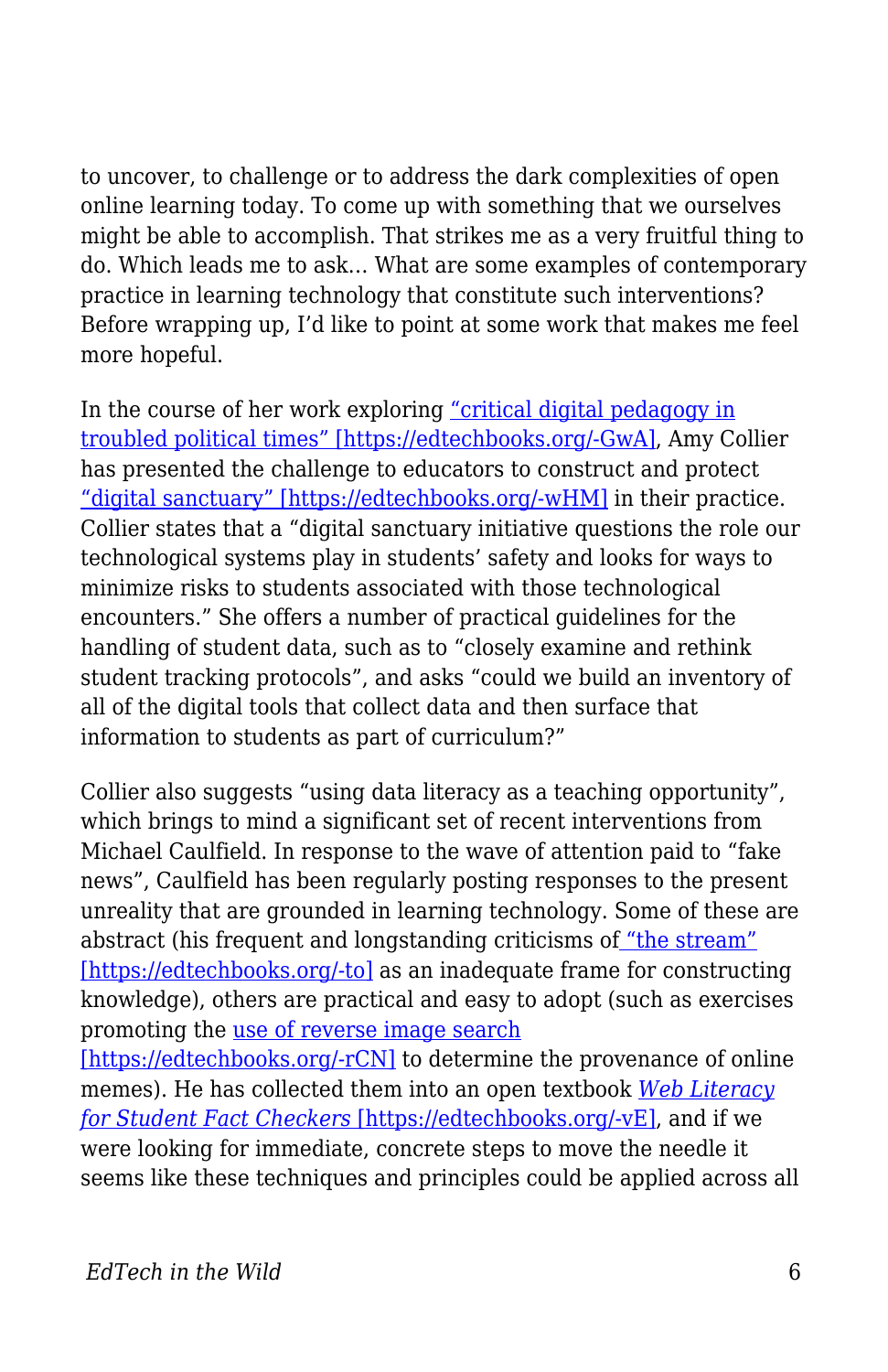to uncover, to challenge or to address the dark complexities of open online learning today. To come up with something that we ourselves might be able to accomplish. That strikes me as a very fruitful thing to do. Which leads me to ask… What are some examples of contemporary practice in learning technology that constitute such interventions? Before wrapping up, I'd like to point at some work that makes me feel more hopeful.

In the course of her work exploring "critical digital pedagogy in troubled political times" [https://edtechbooks.org/-GwA], Amy Collier has presented the challenge to educators to construct and protect "digital sanctuary" [https://edtechbooks.org/-wHM] in their practice. Collier states that a "digital sanctuary initiative questions the role our technological systems play in students' safety and looks for ways to minimize risks to students associated with those technological encounters." She offers a number of practical guidelines for the handling of student data, such as to "closely examine and rethink student tracking protocols", and asks "could we build an inventory of all of the digital tools that collect data and then surface that information to students as part of curriculum?"

Collier also suggests "using data literacy as a teaching opportunity", which brings to mind a significant set of recent interventions from Michael Caulfield. In response to the wave of attention paid to "fake news", Caulfield has been regularly posting responses to the present unreality that are grounded in learning technology. Some of these are abstract (his frequent and longstanding criticisms of "the stream" [https://edtechbooks.org/-to] as an inadequate frame for constructing knowledge), others are practical and easy to adopt (such as exercises promoting the use of reverse image search [https://edtechbooks.org/-rCN] to determine the provenance of online memes). He has collected them into an open textbook *Web Literacy for Student Fact Checkers* [https://edtechbooks.org/-vE], and if we were looking for immediate, concrete steps to move the needle it seems like these techniques and principles could be applied across all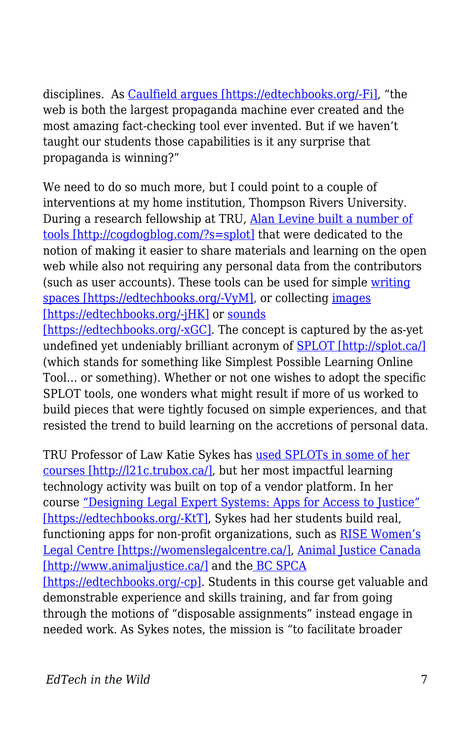disciplines.  As Caulfield argues [https://edtechbooks.org/-Fi], “the web is both the largest propaganda machine ever created and the most amazing fact-checking tool ever invented. But if we haven’t taught our students those capabilities is it any surprise that propaganda is winning?”

We need to do so much more, but I could point to a couple of interventions at my home institution, Thompson Rivers University. During a research fellowship at TRU, Alan Levine built a number of tools [http://cogdogblog.com/?s=splot] that were dedicated to the notion of making it easier to share materials and learning on the open web while also not requiring any personal data from the contributors (such as user accounts). These tools can be used for simple writing spaces [https://edtechbooks.org/-VyM], or collecting images [https://edtechbooks.org/-jHK] or sounds [https://edtechbooks.org/-xGC]. The concept is captured by the as-yet undefined yet undeniably brilliant acronym of SPLOT [http://splot.ca/] (which stands for something like Simplest Possible Learning Online Tool… or something). Whether or not one wishes to adopt the specific SPLOT tools, one wonders what might result if more of us worked to build pieces that were tightly focused on simple experiences, and that resisted the trend to build learning on the accretions of personal data.

TRU Professor of Law Katie Sykes has used SPLOTs in some of her courses [http://l21c.trubox.ca/], but her most impactful learning technology activity was built on top of a vendor platform. In her course “Designing Legal Expert Systems: Apps for Access to Justice” [https://edtechbooks.org/-KtT], Sykes had her students build real, functioning apps for non-profit organizations, such as RISE Women’s Legal Centre [https://womenslegalcentre.ca/], Animal Justice Canada [http://www.animaljustice.ca/] and the BC SPCA [https://edtechbooks.org/-cp]. Students in this course get valuable and demonstrable experience and skills training, and far from going through the motions of “disposable assignments” instead engage in needed work. As Sykes notes, the mission is “to facilitate broader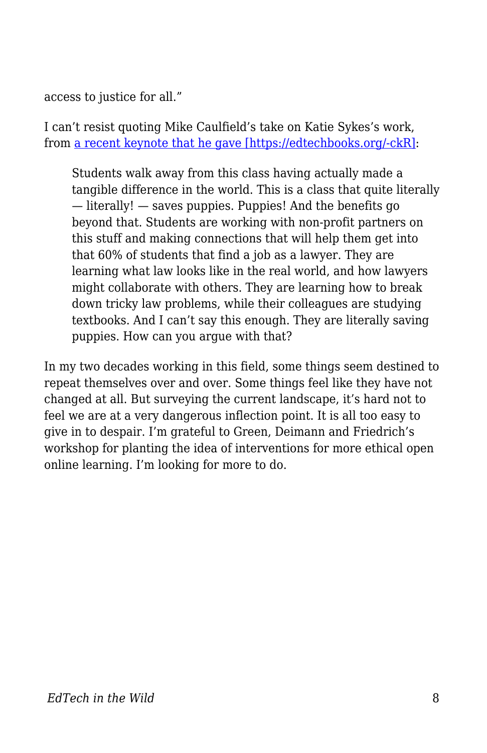access to justice for all."

I can't resist quoting Mike Caulfield's take on Katie Sykes's work, from [a recent keynote that he gave [https://edtechbooks.org/-ckR]](https://edtechbooks.org/-ckR):

> Students walk away from this class having actually made a tangible difference in the world. This is a class that quite literally — literally! — saves puppies. Puppies! And the benefits go beyond that. Students are working with non-profit partners on this stuff and making connections that will help them get into that 60% of students that find a job as a lawyer. They are learning what law looks like in the real world, and how lawyers might collaborate with others. They are learning how to break down tricky law problems, while their colleagues are studying textbooks. And I can't say this enough. They are literally saving puppies. How can you argue with that?

In my two decades working in this field, some things seem destined to repeat themselves over and over. Some things feel like they have not changed at all. But surveying the current landscape, it's hard not to feel we are at a very dangerous inflection point. It is all too easy to give in to despair. I'm grateful to Green, Deimann and Friedrich's workshop for planting the idea of interventions for more ethical open online learning. I'm looking for more to do.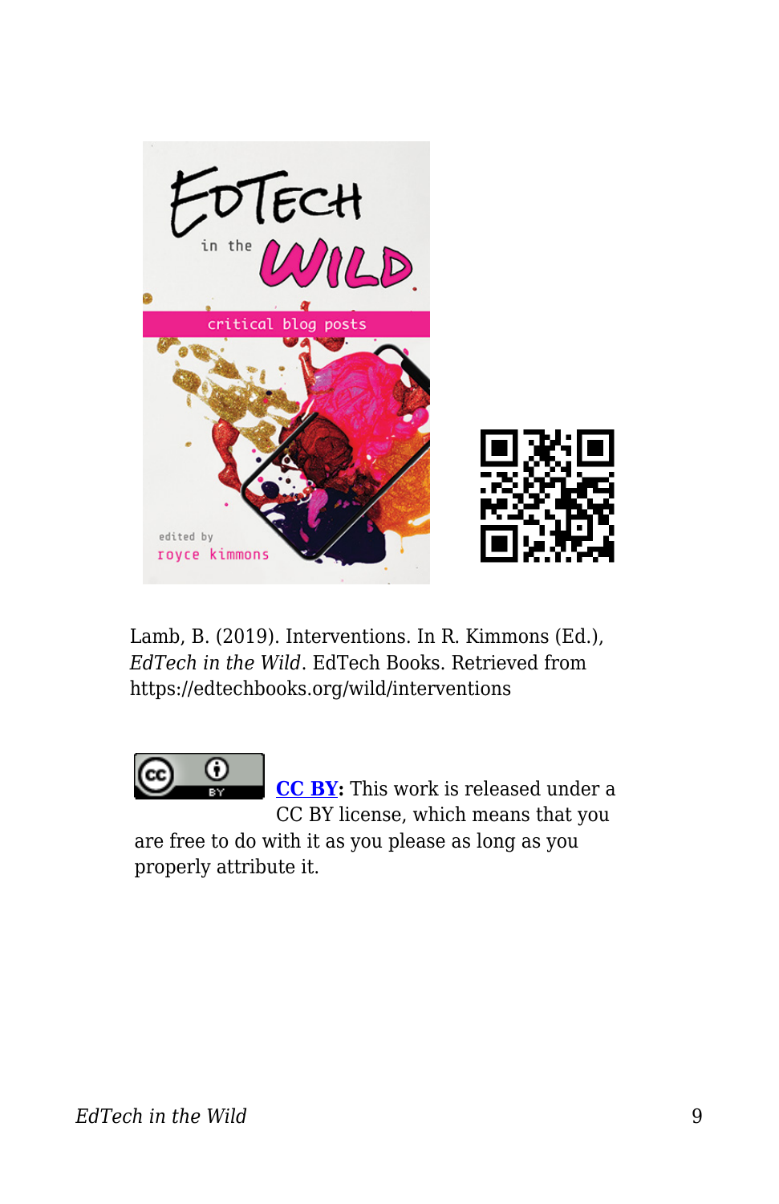Lamb, B. (2019). Interventions. In R. Kimmons (Ed.), *EdTech in the Wild*. EdTech Books. Retrieved from https://edtechbooks.org/wild/interventions

**CC BY:** This work is released under a CC BY license, which means that you are free to do with it as you please as long as you properly attribute it.